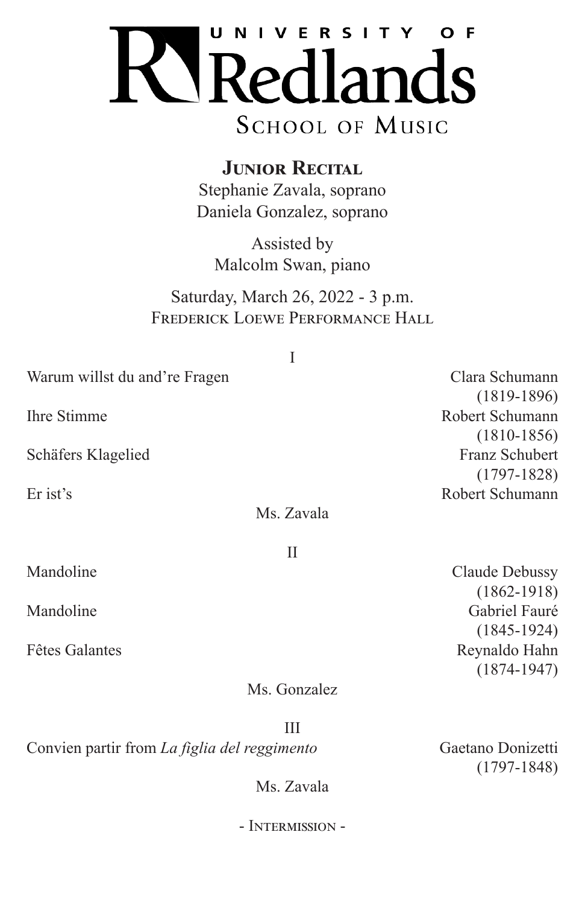# UNIVERSITY OF Redlands

## SCHOOL OF MUSIC

### JUNIOR RECITAL

Stephanie Zavala, soprano
Daniela Gonzalez, soprano

Assisted by
Malcolm Swan, piano

Saturday, March 26, 2022 - 3 p.m.
FREDERICK LOEWE PERFORMANCE HALL

I

Warum willst du and're Fragen — Clara Schumann (1819-1896)

Ihre Stimme — Robert Schumann (1810-1856)

Schäfers Klagelied — Franz Schubert (1797-1828)

Er ist's — Robert Schumann

Ms. Zavala

II

Mandoline — Claude Debussy (1862-1918)

Mandoline — Gabriel Fauré (1845-1924)

Fêtes Galantes — Reynaldo Hahn (1874-1947)

Ms. Gonzalez

III

Convien partir from *La figlia del reggimento* — Gaetano Donizetti (1797-1848)

Ms. Zavala

- INTERMISSION -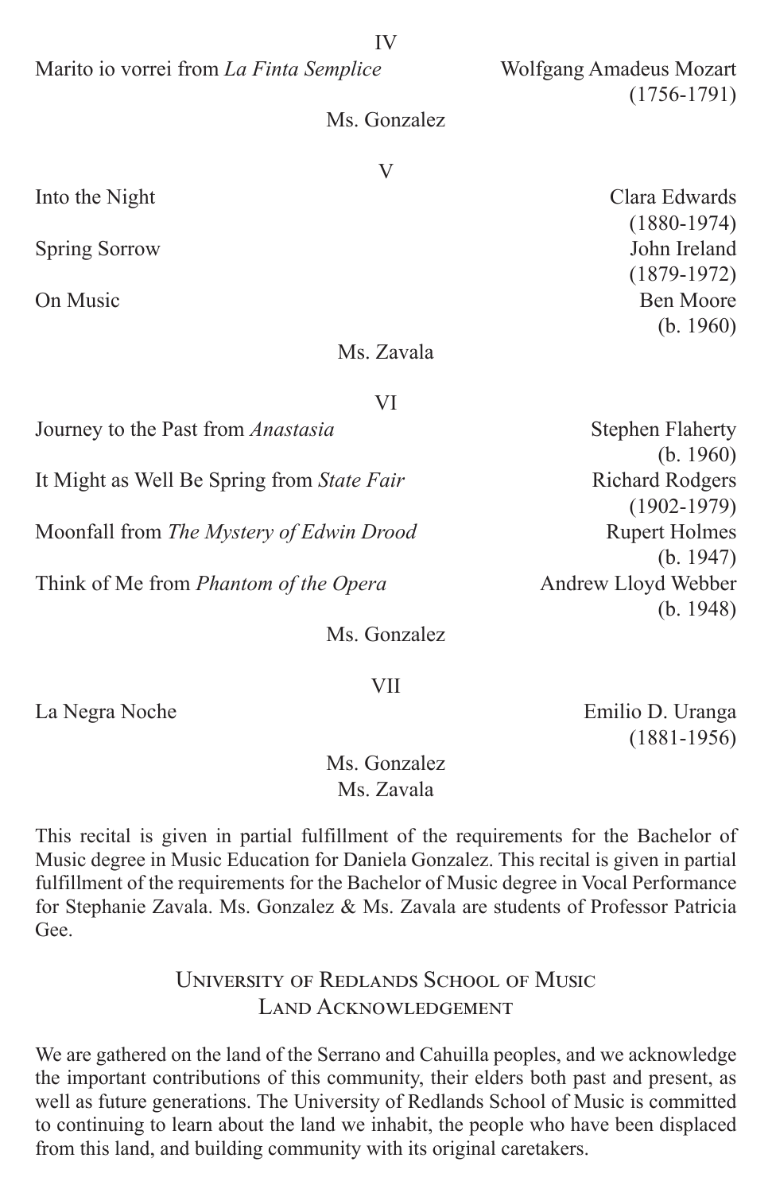IV

Marito io vorrei from *La Finta Semplice* — Wolfgang Amadeus Mozart (1756-1791)

Ms. Gonzalez

V

Into the Night — Clara Edwards (1880-1974)

Spring Sorrow — John Ireland (1879-1972)

On Music — Ben Moore (b. 1960)

Ms. Zavala

VI

Journey to the Past from *Anastasia* — Stephen Flaherty (b. 1960)

It Might as Well Be Spring from *State Fair* — Richard Rodgers (1902-1979)

Moonfall from *The Mystery of Edwin Drood* — Rupert Holmes (b. 1947)

Think of Me from *Phantom of the Opera* — Andrew Lloyd Webber (b. 1948)

Ms. Gonzalez

VII

La Negra Noche — Emilio D. Uranga (1881-1956)

Ms. Gonzalez
Ms. Zavala

This recital is given in partial fulfillment of the requirements for the Bachelor of Music degree in Music Education for Daniela Gonzalez. This recital is given in partial fulfillment of the requirements for the Bachelor of Music degree in Vocal Performance for Stephanie Zavala. Ms. Gonzalez & Ms. Zavala are students of Professor Patricia Gee.

## University of Redlands School of Music Land Acknowledgement

We are gathered on the land of the Serrano and Cahuilla peoples, and we acknowledge the important contributions of this community, their elders both past and present, as well as future generations. The University of Redlands School of Music is committed to continuing to learn about the land we inhabit, the people who have been displaced from this land, and building community with its original caretakers.